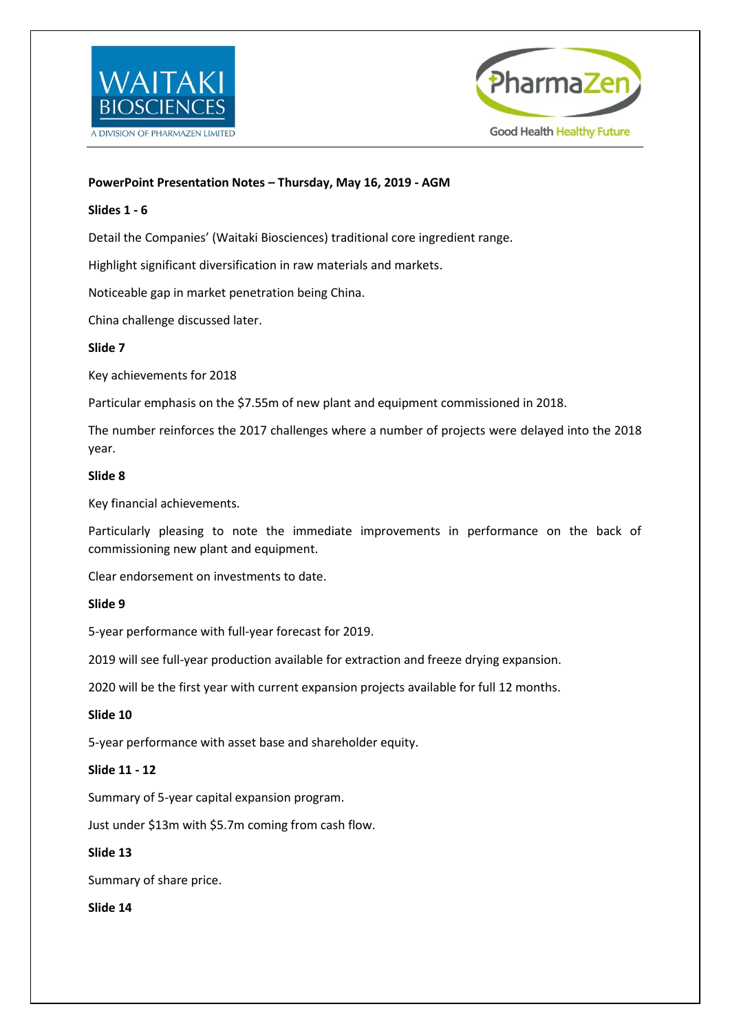**PowerPoint Presentation Notes – Thursday, May 16, 2019 - AGM**

**Slides 1 - 6**

Detail the Companies' (Waitaki Biosciences) traditional core ingredient range.

Highlight significant diversification in raw materials and markets.

Noticeable gap in market penetration being China.

China challenge discussed later.

**Slide 7**

Key achievements for 2018

Particular emphasis on the $7.55m of new plant and equipment commissioned in 2018.

The number reinforces the 2017 challenges where a number of projects were delayed into the 2018 year.

**Slide 8**

Key financial achievements.

Particularly pleasing to note the immediate improvements in performance on the back of commissioning new plant and equipment.

Clear endorsement on investments to date.

**Slide 9**

5-year performance with full-year forecast for 2019.

2019 will see full-year production available for extraction and freeze drying expansion.

2020 will be the first year with current expansion projects available for full 12 months.

**Slide 10**

5-year performance with asset base and shareholder equity.

**Slide 11 - 12**

Summary of 5-year capital expansion program.

Just under $13m with $5.7m coming from cash flow.

**Slide 13**

Summary of share price.

**Slide 14**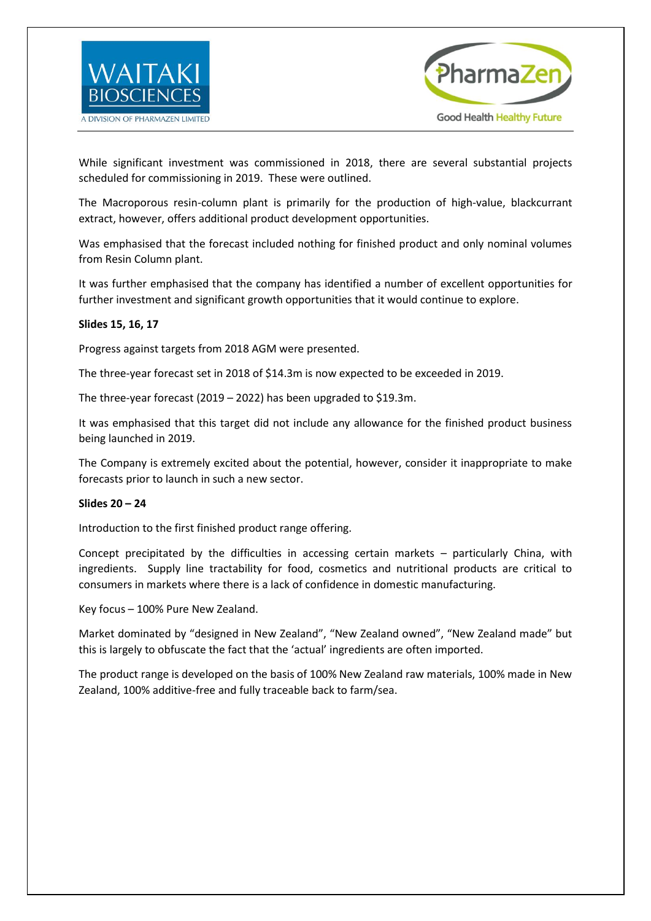While significant investment was commissioned in 2018, there are several substantial projects scheduled for commissioning in 2019. These were outlined.

The Macroporous resin-column plant is primarily for the production of high-value, blackcurrant extract, however, offers additional product development opportunities.

Was emphasised that the forecast included nothing for finished product and only nominal volumes from Resin Column plant.

It was further emphasised that the company has identified a number of excellent opportunities for further investment and significant growth opportunities that it would continue to explore.

**Slides 15, 16, 17**

Progress against targets from 2018 AGM were presented.

The three-year forecast set in 2018 of $14.3m is now expected to be exceeded in 2019.

The three-year forecast (2019 – 2022) has been upgraded to $19.3m.

It was emphasised that this target did not include any allowance for the finished product business being launched in 2019.

The Company is extremely excited about the potential, however, consider it inappropriate to make forecasts prior to launch in such a new sector.

**Slides 20 – 24**

Introduction to the first finished product range offering.

Concept precipitated by the difficulties in accessing certain markets – particularly China, with ingredients. Supply line tractability for food, cosmetics and nutritional products are critical to consumers in markets where there is a lack of confidence in domestic manufacturing.

Key focus – 100% Pure New Zealand.

Market dominated by "designed in New Zealand", "New Zealand owned", "New Zealand made" but this is largely to obfuscate the fact that the 'actual' ingredients are often imported.

The product range is developed on the basis of 100% New Zealand raw materials, 100% made in New Zealand, 100% additive-free and fully traceable back to farm/sea.